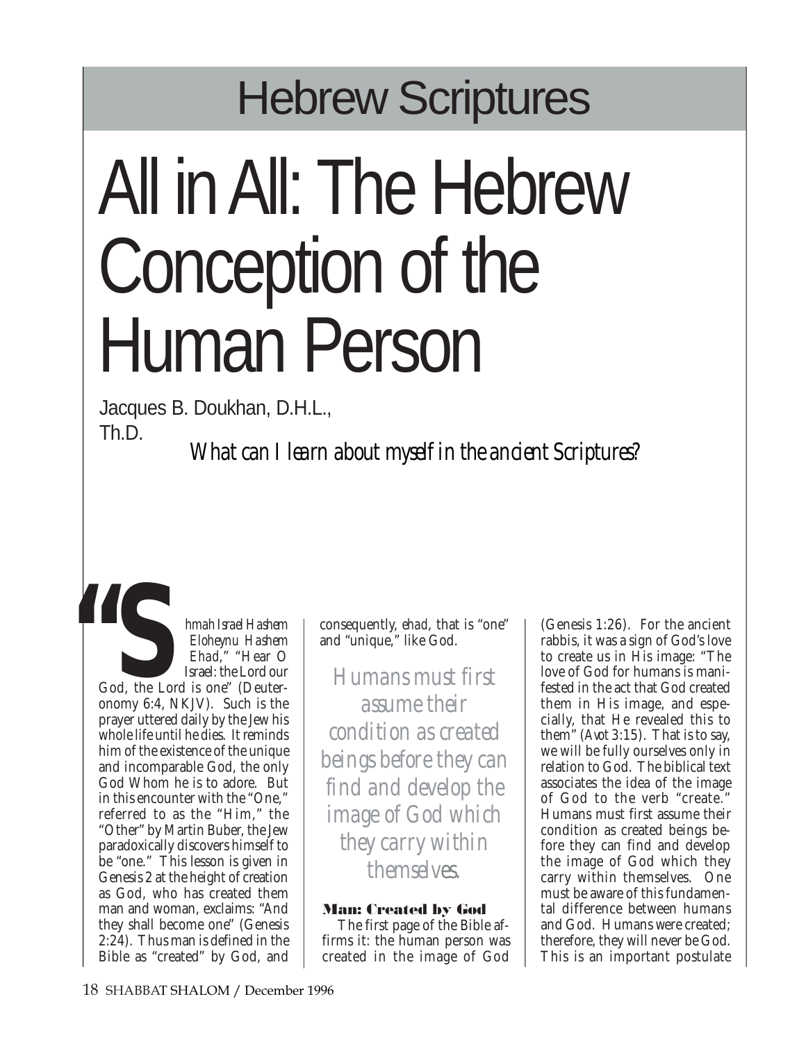Hebrew Scriptures

# All in All: The Hebrew Conception of the Human Person

Jacques B. Doukhan, D.H.L., Th.D.

*What can I learn about myself in the ancient Scriptures?*

"S*hmah Israel Hashem Eloheynu Hashem Ehad*," "Hear O Israel: the Lord our God, the Lord is one" (Deuteronomy 6:4, NKJV). Such is the prayer uttered daily by the Jew his whole life until he dies. It reminds him of the existence of the unique and incomparable God, the only God Whom he is to adore. But in this encounter with the "One," referred to as the "Him," the "Other" by Martin Buber, the Jew paradoxically discovers himself to be "one." This lesson is given in Genesis 2 at the height of creation as God, who has created them man and woman, exclaims: "And they shall become one" (Genesis 2:24). Thus man is defined in the Bible as "created" by God, and consequently, *ehad*, that is "one" and "unique," like God.

*Humans must first assume their condition as created beings before they can find and develop the image of God which they carry within themselves.*

### Man: Created by God

The first page of the Bible affirms it: the human person was created in the image of God (Genesis 1:26). For the ancient rabbis, it was a sign of God's love to create us in His image: "The love of God for humans is manifested in the act that God created them in His image, and especially, that He revealed this to them" (*Avot* 3:15). That is to say, we will be fully ourselves only in relation to God. The biblical text associates the idea of the image of God to the verb "create." Humans must first assume their condition as created beings before they can find and develop the image of God which they carry within themselves. One must be aware of this fundamental difference between humans and God. Humans were created; therefore, they will never be God. This is an important postulate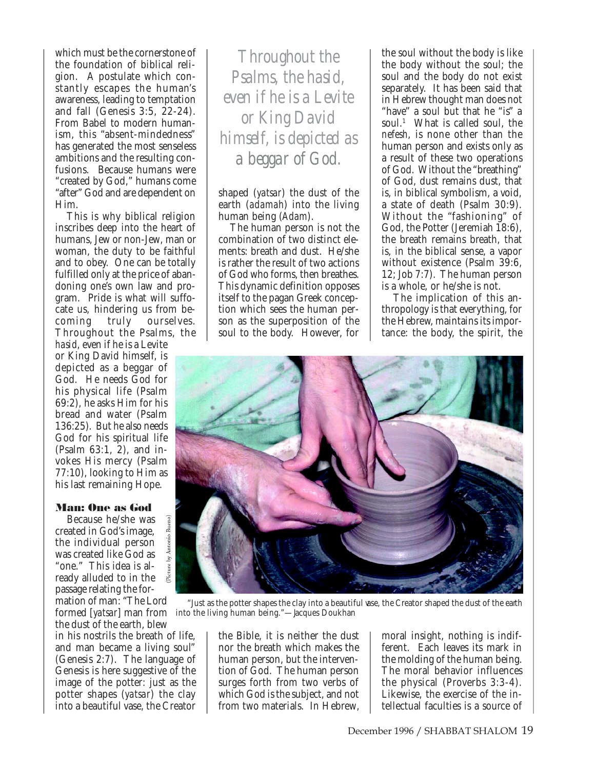which must be the cornerstone of the foundation of biblical religion. A postulate which constantly escapes the human's awareness, leading to temptation and fall (Genesis 3:5, 22-24). From Babel to modern humanism, this "absent-mindedness" has generated the most senseless ambitions and the resulting confusions. Because humans were "created by God," humans come "after" God and are dependent on Him.

This is why biblical religion inscribes deep into the heart of humans, Jew or non-Jew, man or woman, the duty to be faithful and to obey. One can be totally fulfilled only at the price of abandoning one's own law and program. Pride is what will suffocate us, hindering us from becoming truly ourselves. Throughout the Psalms, the *hasid*, even if he is a Levite or King David himself, is depicted as a beggar of God. He needs God for his physical life (Psalm 69:2), he asks Him for his bread and water (Psalm 136:25). But he also needs God for his spiritual life (Psalm 63:1, 2), and invokes His mercy (Psalm 77:10), looking to Him as his last remaining Hope.

*Throughout the Psalms, the hasid, even if he is a Levite or King David himself, is depicted as a beggar of God.*

## Man: One as God

Because he/she was created in God's image, the individual person was created like God as "one." This idea is already alluded to in the passage relating the formation of man: "The Lord formed [*yatsar*] man from the dust of the earth, blew in his nostrils the breath of life, and man became a living soul" (Genesis 2:7). The language of Genesis is here suggestive of the image of the potter: just as the potter shapes (*yatsar*) the clay into a beautiful vase, the Creator shaped (*yatsar*) the dust of the earth (*adamah*) into the living human being (*Adam*).

The human person is not the combination of two distinct elements: breath and dust. He/she is rather the result of two actions of God who forms, then breathes. This dynamic definition opposes itself to the pagan Greek conception which sees the human person as the superposition of the soul to the body. However, for the Bible, it is neither the dust nor the breath which makes the human person, but the intervention of God. The human person surges forth from two verbs of which God is the subject, and not from two materials. In Hebrew, the soul without the body is like the body without the soul; the soul and the body do not exist separately. It has been said that in Hebrew thought man does not "have" a soul but that he "is" a soul.[1] What is called soul, the *nefesh*, is none other than the human person and exists only as a result of these two operations of God. Without the "breathing" of God, dust remains dust, that is, in biblical symbolism, a void, a state of death (Psalm 30:9). Without the "fashioning" of God, the Potter (Jeremiah 18:6), the breath remains breath, that is, in the biblical sense, a vapor without existence (Psalm 39:6, 12; Job 7:7). The human person is a whole, or he/she is not.

The implication of this anthropology is that everything, for the Hebrew, maintains its importance: the body, the spirit, the moral insight, nothing is indifferent. Each leaves its mark in the molding of the human being. The moral behavior influences the physical (Proverbs 3:3-4). Likewise, the exercise of the intellectual faculties is a source of

(Picture by Antonio Bueno)

"Just as the potter shapes the clay into a beautiful vase, the Creator shaped the dust of the earth into the living human being."—Jacques Doukhan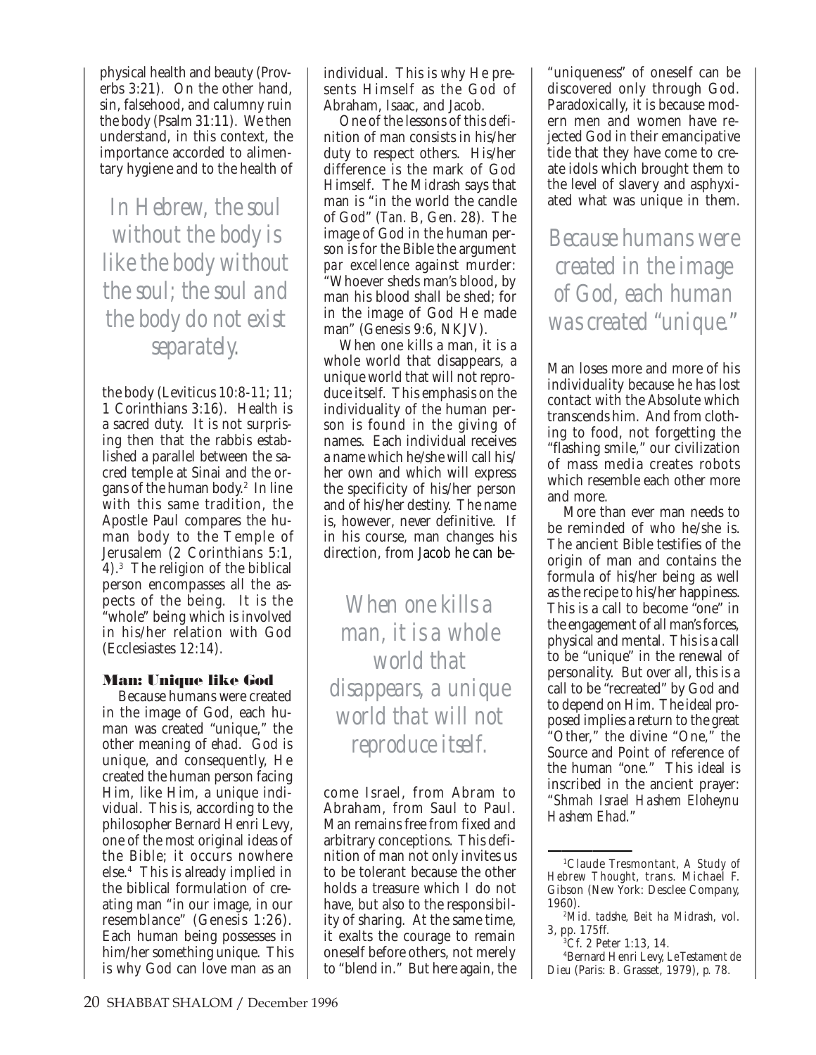physical health and beauty (Proverbs 3:21). On the other hand, sin, falsehood, and calumny ruin the body (Psalm 31:11). We then understand, in this context, the importance accorded to alimentary hygiene and to the health of the body (Leviticus 10:8-11; 11; 1 Corinthians 3:16). Health is a sacred duty. It is not surprising then that the rabbis established a parallel between the sacred temple at Sinai and the organs of the human body.[2] In line with this same tradition, the Apostle Paul compares the human body to the Temple of Jerusalem (2 Corinthians 5:1, 4).[3] The religion of the biblical person encompasses all the aspects of the being. It is the "whole" being which is involved in his/her relation with God (Ecclesiastes 12:14).

*In Hebrew, the soul without the body is like the body without the soul; the soul and the body do not exist separately.*

## Man: Unique like God

Because humans were created in the image of God, each human was created "unique," the other meaning of *ehad*. God is unique, and consequently, He created the human person facing Him, like Him, a unique individual. This is, according to the philosopher Bernard Henri Levy, one of the most original ideas of the Bible; it occurs nowhere else.[4] This is already implied in the biblical formulation of creating man "in our image, in our resemblance" (Genesis 1:26). Each human being possesses in him/her something unique. This is why God can love man as an individual. This is why He presents Himself as the God of Abraham, Isaac, and Jacob.

One of the lessons of this definition of man consists in his/her duty to respect others. His/her difference is the mark of God Himself. The Midrash says that man is "in the world the candle of God" (*Tan.* B, Gen. 28). The image of God in the human person is for the Bible the argument *par excellence* against murder: "Whoever sheds man's blood, by man his blood shall be shed; for in the image of God He made man" (Genesis 9:6, NKJV).

When one kills a man, it is a whole world that disappears, a unique world that will not reproduce itself. This emphasis on the individuality of the human person is found in the giving of names. Each individual receives a name which he/she will call his/her own and which will express the specificity of his/her person and of his/her destiny. The name is, however, never definitive. If in his course, man changes his direction, from Jacob he can become Israel, from Abram to Abraham, from Saul to Paul. Man remains free from fixed and arbitrary conceptions. This definition of man not only invites us to be tolerant because the other holds a treasure which I do not have, but also to the responsibility of sharing. At the same time, it exalts the courage to remain oneself before others, not merely to "blend in." But here again, the "uniqueness" of oneself can be discovered only through God. Paradoxically, it is because modern men and women have rejected God in their emancipative tide that they have come to create idols which brought them to the level of slavery and asphyxiated what was unique in them.

*When one kills a man, it is a whole world that disappears, a unique world that will not reproduce itself.*

*Because humans were created in the image of God, each human was created "unique."*

Man loses more and more of his individuality because he has lost contact with the Absolute which transcends him. And from clothing to food, not forgetting the "flashing smile," our civilization of mass media creates robots which resemble each other more and more.

More than ever man needs to be reminded of who he/she is. The ancient Bible testifies of the origin of man and contains the formula of his/her being as well as the recipe to his/her happiness. This is a call to become "one" in the engagement of all man's forces, physical and mental. This is a call to be "unique" in the renewal of personality. But over all, this is a call to be "recreated" by God and to depend on Him. The ideal proposed implies a return to the great "Other," the divine "One," the Source and Point of reference of the human "one." This ideal is inscribed in the ancient prayer: "*Shmah Israel Hashem Eloheynu Hashem Ehad.*"

---

[1] Claude Tresmontant, *A Study of Hebrew Thought*, trans. Michael F. Gibson (New York: Desclee Company, 1960).

[2] *Mid. tadshe, Beit ha Midrash*, vol. 3, pp. 175ff.

[3] Cf. 2 Peter 1:13, 14.

[4] Bernard Henri Levy, *Le Testament de Dieu* (Paris: B. Grasset, 1979), p. 78.